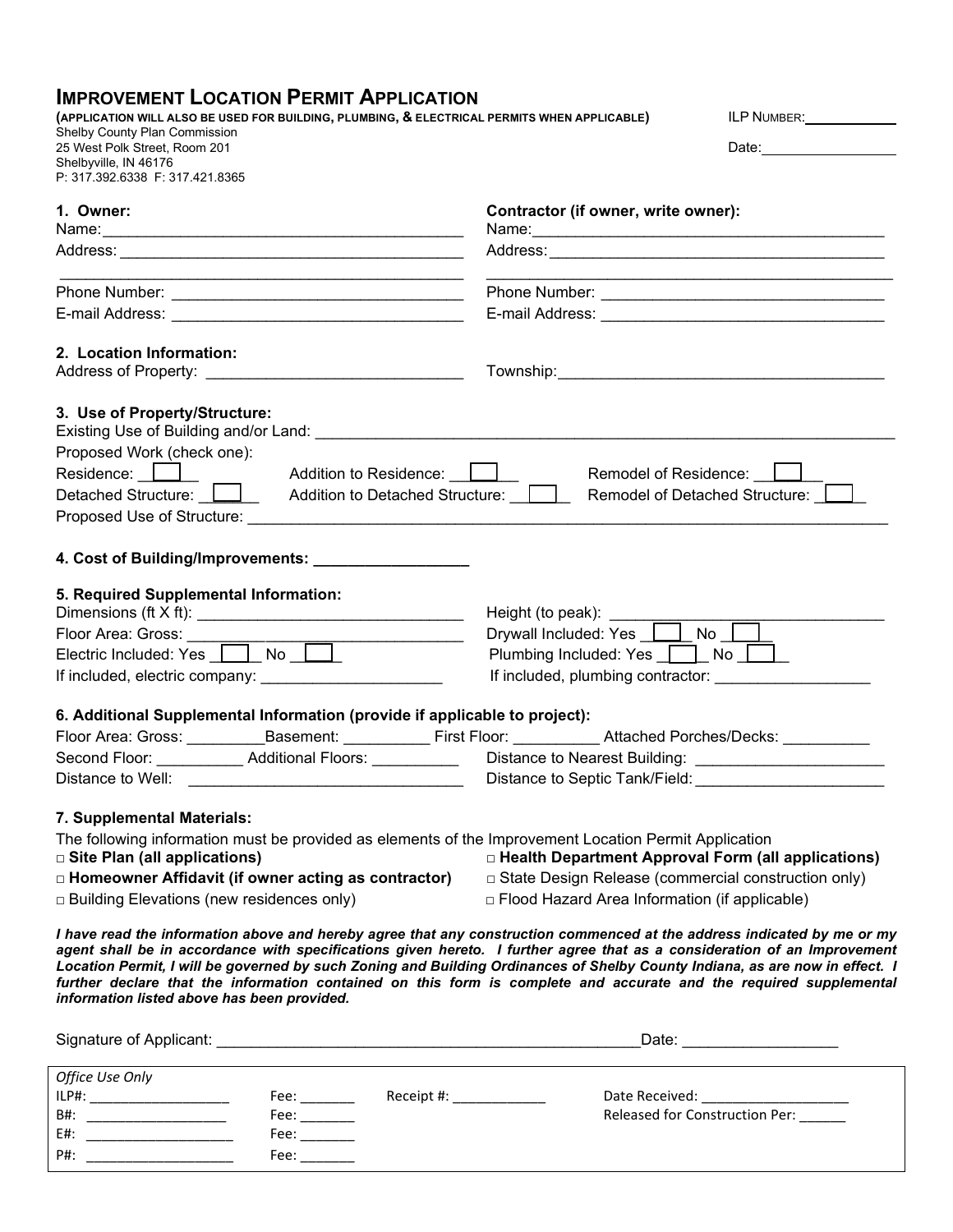# Improvement Location Permit Application

**(Application will also be used for building, plumbing, & electrical permits when applicable)**

Shelby County Plan Commission
25 West Polk Street, Room 201
Shelbyville, IN 46176
P: 317.392.6338 F: 317.421.8365

ILP Number: ____________

Date: ________________

**1. Owner:**

Name: ________________________________________

Address: ________________________________________

________________________________________

Phone Number: ________________________________

E-mail Address: ________________________________

**Contractor (if owner, write owner):**

Name: ________________________________________

Address: ________________________________________

________________________________________

Phone Number: ________________________________

E-mail Address: ________________________________

**2. Location Information:**

Address of Property: ____________________________

Township: ________________________________________

**3. Use of Property/Structure:**

Existing Use of Building and/or Land: ________________________________________________

Proposed Work (check one):

Residence: ☐ Addition to Residence: ☐ Remodel of Residence: ☐

Detached Structure: ☐ Addition to Detached Structure: ☐ Remodel of Detached Structure: ☐

Proposed Use of Structure: ________________________________________________

**4. Cost of Building/Improvements: ________________**

**5. Required Supplemental Information:**

Dimensions (ft X ft): ____________________________

Height (to peak): ____________________________

Floor Area: Gross: ____________________________

Drywall Included: Yes ☐ No ☐

Electric Included: Yes ☐ No ☐

Plumbing Included: Yes ☐ No ☐

If included, electric company: ____________________

If included, plumbing contractor: ________________

**6. Additional Supplemental Information (provide if applicable to project):**

Floor Area: Gross: ________ Basement: ________ First Floor: ________ Attached Porches/Decks: ________

Second Floor: ________ Additional Floors: ________ Distance to Nearest Building: ____________________

Distance to Well: ____________________________ Distance to Septic Tank/Field: ____________________

**7. Supplemental Materials:**

The following information must be provided as elements of the Improvement Location Permit Application

- □ **Site Plan (all applications)**
- □ **Health Department Approval Form (all applications)**
- □ **Homeowner Affidavit (if owner acting as contractor)**
- □ State Design Release (commercial construction only)
- □ Building Elevations (new residences only)
- □ Flood Hazard Area Information (if applicable)

***I have read the information above and hereby agree that any construction commenced at the address indicated by me or my agent shall be in accordance with specifications given hereto. I further agree that as a consideration of an Improvement Location Permit, I will be governed by such Zoning and Building Ordinances of Shelby County Indiana, as are now in effect. I further declare that the information contained on this form is complete and accurate and the required supplemental information listed above has been provided.***

Signature of Applicant: ________________________________________________ Date: ________________

*Office Use Only*

| | | | |
|---|---|---|---|
| ILP#: ________________ | Fee: _______ | Receipt #: ____________ | Date Received: ________________ |
| B#: ________________ | Fee: _______ | | Released for Construction Per: ______ |
| E#: ________________ | Fee: _______ | | |
| P#: ________________ | Fee: _______ | | |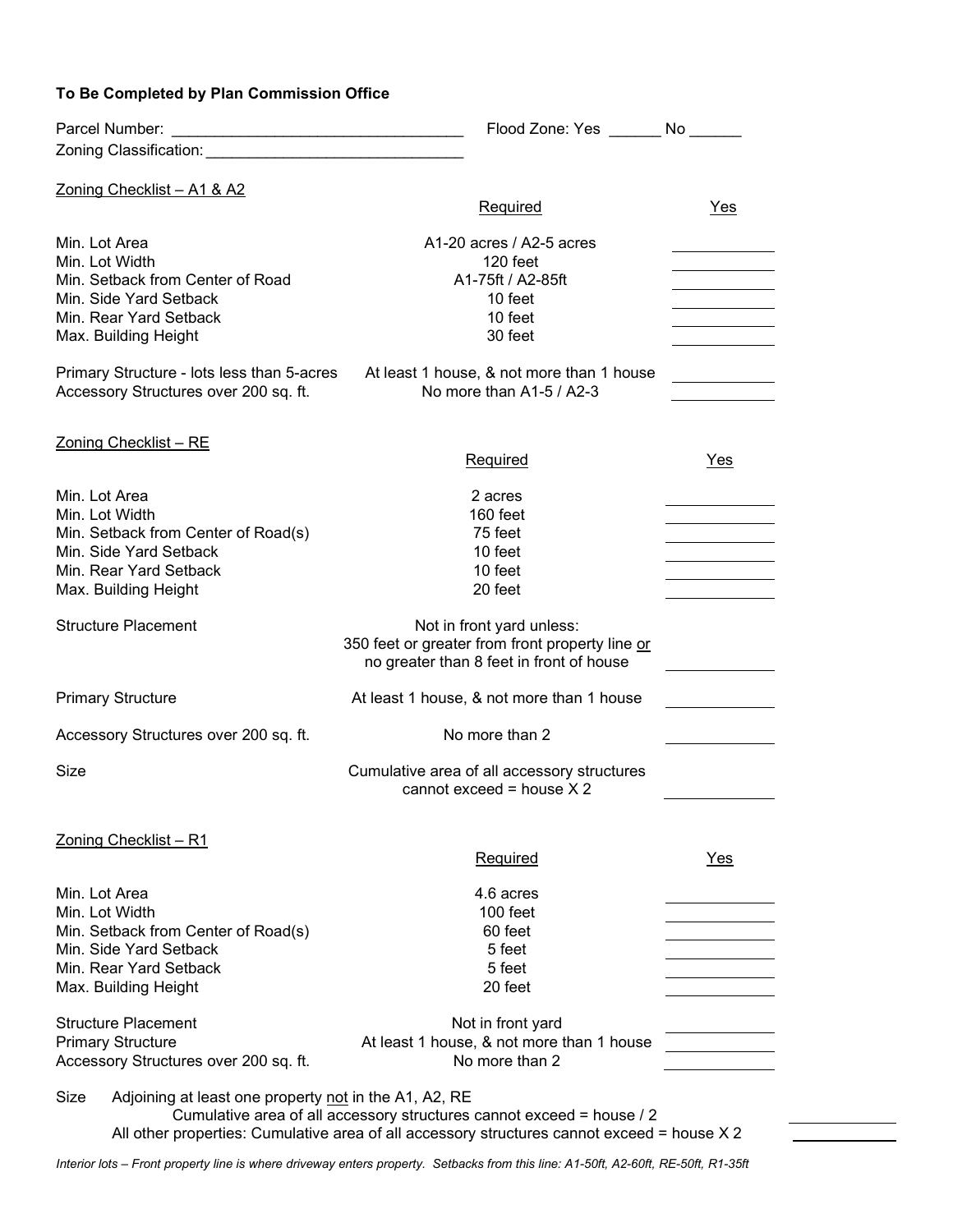**To Be Completed by Plan Commission Office**

Parcel Number: ______________________________ Flood Zone: Yes ______ No ______

Zoning Classification: ___________________________

Zoning Checklist – A1 & A2

| | Required | Yes |
|---|---|---|
| Min. Lot Area | A1-20 acres / A2-5 acres | ________ |
| Min. Lot Width | 120 feet | ________ |
| Min. Setback from Center of Road | A1-75ft / A2-85ft | ________ |
| Min. Side Yard Setback | 10 feet | ________ |
| Min. Rear Yard Setback | 10 feet | ________ |
| Max. Building Height | 30 feet | ________ |
| Primary Structure - lots less than 5-acres | At least 1 house, & not more than 1 house | ________ |
| Accessory Structures over 200 sq. ft. | No more than A1-5 / A2-3 | ________ |

Zoning Checklist – RE

| | Required | Yes |
|---|---|---|
| Min. Lot Area | 2 acres | ________ |
| Min. Lot Width | 160 feet | ________ |
| Min. Setback from Center of Road(s) | 75 feet | ________ |
| Min. Side Yard Setback | 10 feet | ________ |
| Min. Rear Yard Setback | 10 feet | ________ |
| Max. Building Height | 20 feet | ________ |
| Structure Placement | Not in front yard unless: 350 feet or greater from front property line or no greater than 8 feet in front of house | ________ |
| Primary Structure | At least 1 house, & not more than 1 house | ________ |
| Accessory Structures over 200 sq. ft. | No more than 2 | ________ |
| Size | Cumulative area of all accessory structures cannot exceed = house X 2 | ________ |

Zoning Checklist – R1

| | Required | Yes |
|---|---|---|
| Min. Lot Area | 4.6 acres | ________ |
| Min. Lot Width | 100 feet | ________ |
| Min. Setback from Center of Road(s) | 60 feet | ________ |
| Min. Side Yard Setback | 5 feet | ________ |
| Min. Rear Yard Setback | 5 feet | ________ |
| Max. Building Height | 20 feet | ________ |
| Structure Placement | Not in front yard | ________ |
| Primary Structure | At least 1 house, & not more than 1 house | ________ |
| Accessory Structures over 200 sq. ft. | No more than 2 | ________ |

Size Adjoining at least one property not in the A1, A2, RE
Cumulative area of all accessory structures cannot exceed = house / 2 ________
All other properties: Cumulative area of all accessory structures cannot exceed = house X 2 ________

*Interior lots – Front property line is where driveway enters property. Setbacks from this line: A1-50ft, A2-60ft, RE-50ft, R1-35ft*